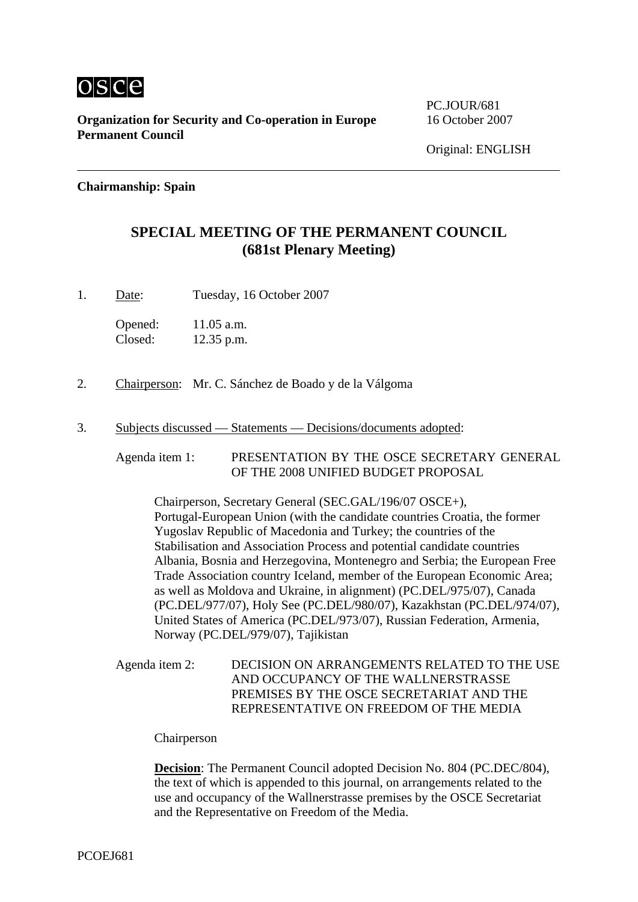osce

**Organization for Security and Co-operation in Europe**
**Permanent Council**

PC.JOUR/681
16 October 2007

Original: ENGLISH

---

**Chairmanship: Spain**

## SPECIAL MEETING OF THE PERMANENT COUNCIL
## (681st Plenary Meeting)

1. Date: Tuesday, 16 October 2007

   Opened: 11.05 a.m.
   Closed: 12.35 p.m.

2. Chairperson: Mr. C. Sánchez de Boado y de la Válgoma

3. Subjects discussed — Statements — Decisions/documents adopted:

   Agenda item 1: PRESENTATION BY THE OSCE SECRETARY GENERAL OF THE 2008 UNIFIED BUDGET PROPOSAL

   Chairperson, Secretary General (SEC.GAL/196/07 OSCE+), Portugal-European Union (with the candidate countries Croatia, the former Yugoslav Republic of Macedonia and Turkey; the countries of the Stabilisation and Association Process and potential candidate countries Albania, Bosnia and Herzegovina, Montenegro and Serbia; the European Free Trade Association country Iceland, member of the European Economic Area; as well as Moldova and Ukraine, in alignment) (PC.DEL/975/07), Canada (PC.DEL/977/07), Holy See (PC.DEL/980/07), Kazakhstan (PC.DEL/974/07), United States of America (PC.DEL/973/07), Russian Federation, Armenia, Norway (PC.DEL/979/07), Tajikistan

   Agenda item 2: DECISION ON ARRANGEMENTS RELATED TO THE USE AND OCCUPANCY OF THE WALLNERSTRASSE PREMISES BY THE OSCE SECRETARIAT AND THE REPRESENTATIVE ON FREEDOM OF THE MEDIA

   Chairperson

   **Decision**: The Permanent Council adopted Decision No. 804 (PC.DEC/804), the text of which is appended to this journal, on arrangements related to the use and occupancy of the Wallnerstrasse premises by the OSCE Secretariat and the Representative on Freedom of the Media.

PCOEJ681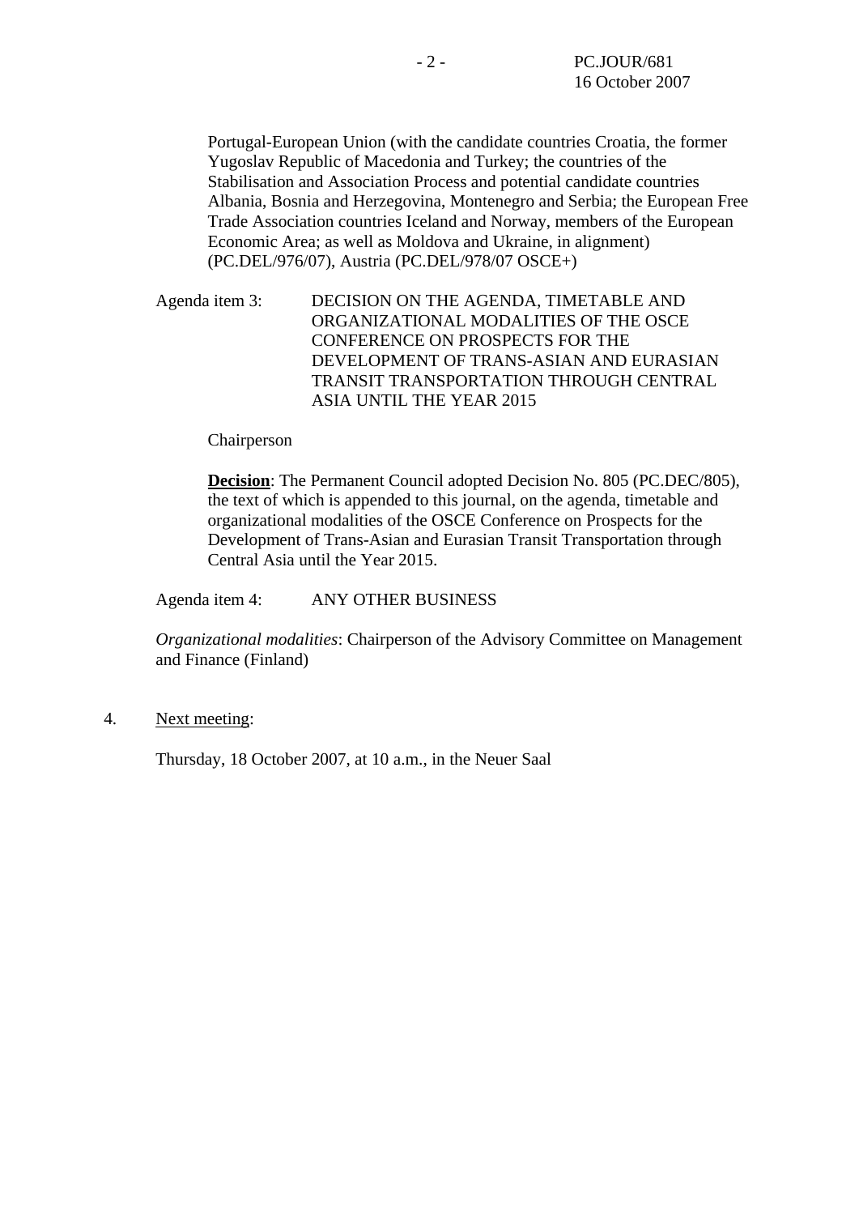Portugal-European Union (with the candidate countries Croatia, the former Yugoslav Republic of Macedonia and Turkey; the countries of the Stabilisation and Association Process and potential candidate countries Albania, Bosnia and Herzegovina, Montenegro and Serbia; the European Free Trade Association countries Iceland and Norway, members of the European Economic Area; as well as Moldova and Ukraine, in alignment) (PC.DEL/976/07), Austria (PC.DEL/978/07 OSCE+)

Agenda item 3: DECISION ON THE AGENDA, TIMETABLE AND ORGANIZATIONAL MODALITIES OF THE OSCE CONFERENCE ON PROSPECTS FOR THE DEVELOPMENT OF TRANS-ASIAN AND EURASIAN TRANSIT TRANSPORTATION THROUGH CENTRAL ASIA UNTIL THE YEAR 2015

Chairperson

**Decision**: The Permanent Council adopted Decision No. 805 (PC.DEC/805), the text of which is appended to this journal, on the agenda, timetable and organizational modalities of the OSCE Conference on Prospects for the Development of Trans-Asian and Eurasian Transit Transportation through Central Asia until the Year 2015.

Agenda item 4: ANY OTHER BUSINESS

*Organizational modalities*: Chairperson of the Advisory Committee on Management and Finance (Finland)

4. Next meeting:

Thursday, 18 October 2007, at 10 a.m., in the Neuer Saal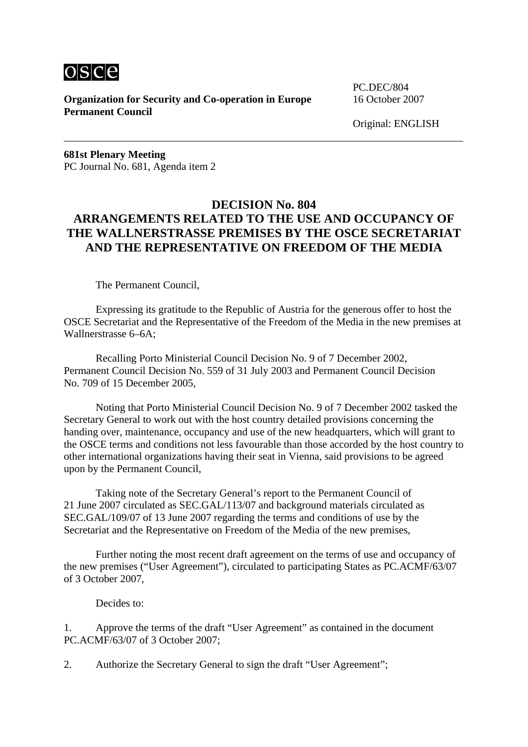osce

**Organization for Security and Co-operation in Europe**
**Permanent Council**

PC.DEC/804
16 October 2007

Original: ENGLISH

**681st Plenary Meeting**
PC Journal No. 681, Agenda item 2

## DECISION No. 804
## ARRANGEMENTS RELATED TO THE USE AND OCCUPANCY OF THE WALLNERSTRASSE PREMISES BY THE OSCE SECRETARIAT AND THE REPRESENTATIVE ON FREEDOM OF THE MEDIA

The Permanent Council,

Expressing its gratitude to the Republic of Austria for the generous offer to host the OSCE Secretariat and the Representative of the Freedom of the Media in the new premises at Wallnerstrasse 6–6A;

Recalling Porto Ministerial Council Decision No. 9 of 7 December 2002, Permanent Council Decision No. 559 of 31 July 2003 and Permanent Council Decision No. 709 of 15 December 2005,

Noting that Porto Ministerial Council Decision No. 9 of 7 December 2002 tasked the Secretary General to work out with the host country detailed provisions concerning the handing over, maintenance, occupancy and use of the new headquarters, which will grant to the OSCE terms and conditions not less favourable than those accorded by the host country to other international organizations having their seat in Vienna, said provisions to be agreed upon by the Permanent Council,

Taking note of the Secretary General's report to the Permanent Council of 21 June 2007 circulated as SEC.GAL/113/07 and background materials circulated as SEC.GAL/109/07 of 13 June 2007 regarding the terms and conditions of use by the Secretariat and the Representative on Freedom of the Media of the new premises,

Further noting the most recent draft agreement on the terms of use and occupancy of the new premises ("User Agreement"), circulated to participating States as PC.ACMF/63/07 of 3 October 2007,

Decides to:

1. Approve the terms of the draft "User Agreement" as contained in the document PC.ACMF/63/07 of 3 October 2007;

2. Authorize the Secretary General to sign the draft "User Agreement";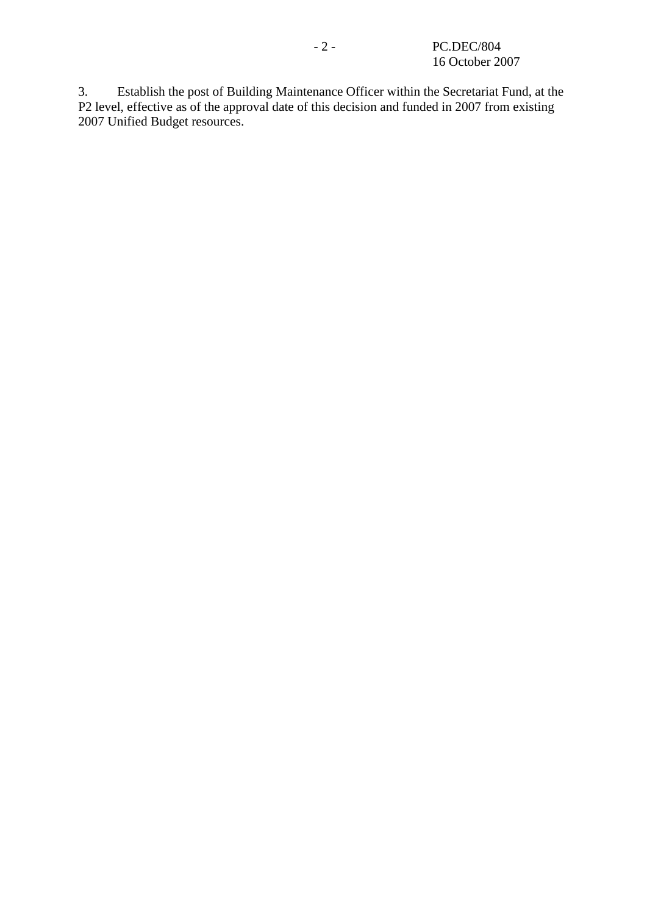3. Establish the post of Building Maintenance Officer within the Secretariat Fund, at the P2 level, effective as of the approval date of this decision and funded in 2007 from existing 2007 Unified Budget resources.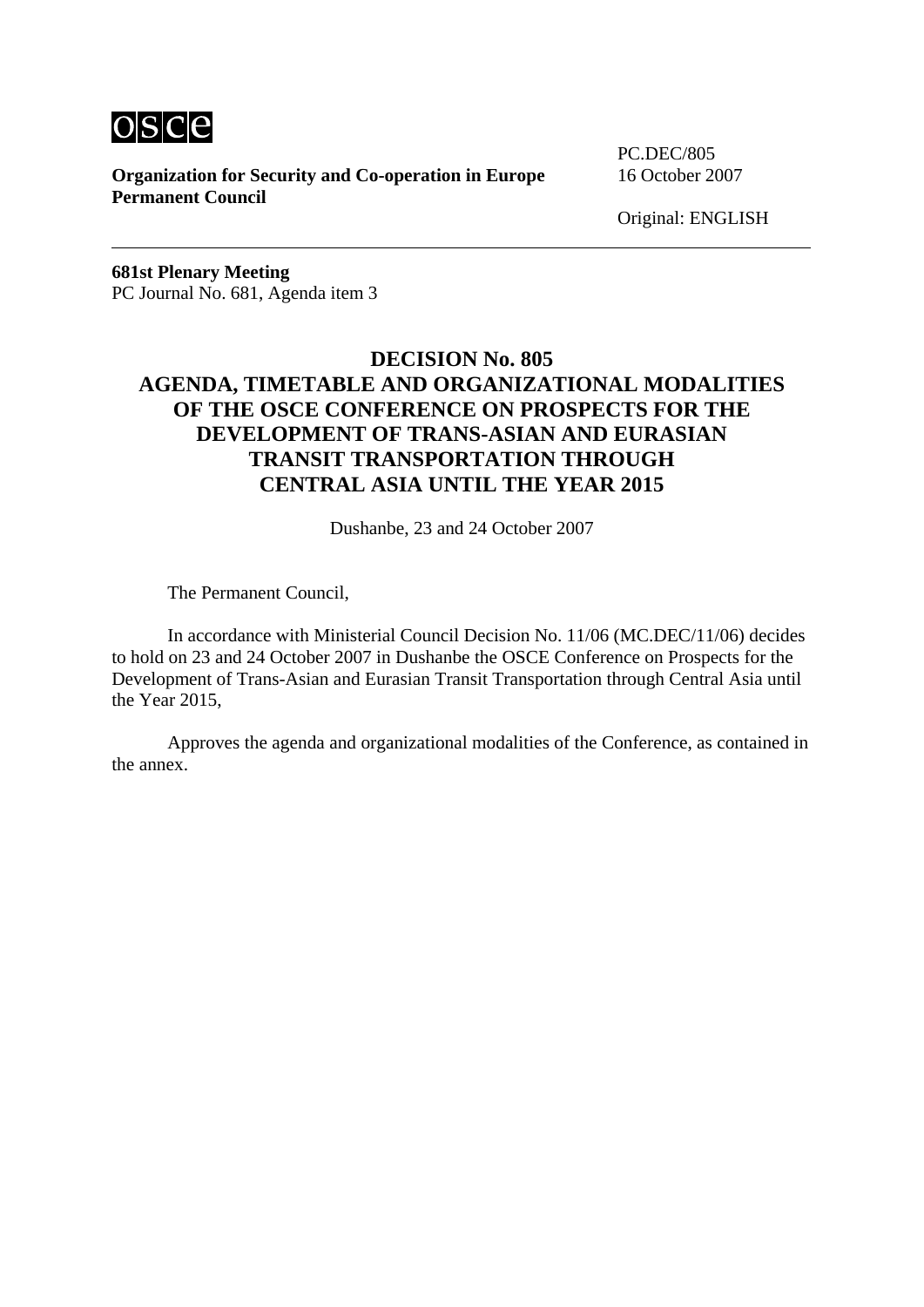**Organization for Security and Co-operation in Europe**
**Permanent Council**

PC.DEC/805
16 October 2007

Original: ENGLISH

**681st Plenary Meeting**
PC Journal No. 681, Agenda item 3

# DECISION No. 805
# AGENDA, TIMETABLE AND ORGANIZATIONAL MODALITIES OF THE OSCE CONFERENCE ON PROSPECTS FOR THE DEVELOPMENT OF TRANS-ASIAN AND EURASIAN TRANSIT TRANSPORTATION THROUGH CENTRAL ASIA UNTIL THE YEAR 2015

Dushanbe, 23 and 24 October 2007

The Permanent Council,

In accordance with Ministerial Council Decision No. 11/06 (MC.DEC/11/06) decides to hold on 23 and 24 October 2007 in Dushanbe the OSCE Conference on Prospects for the Development of Trans-Asian and Eurasian Transit Transportation through Central Asia until the Year 2015,

Approves the agenda and organizational modalities of the Conference, as contained in the annex.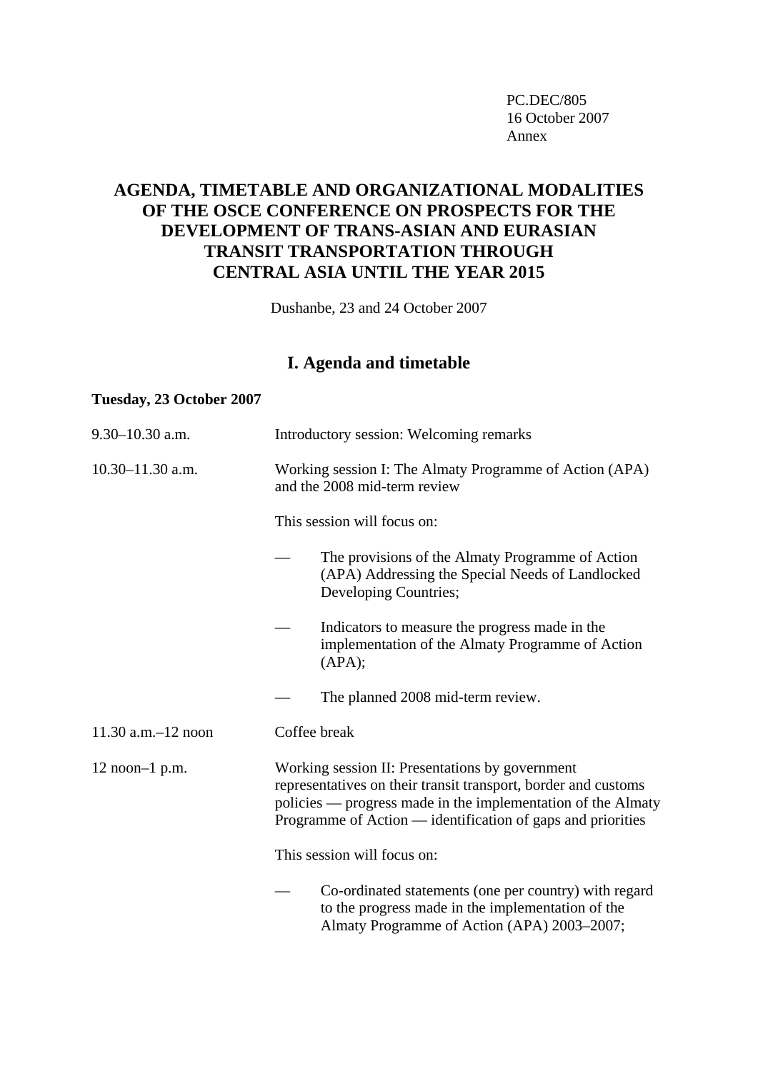PC.DEC/805
16 October 2007
Annex

# AGENDA, TIMETABLE AND ORGANIZATIONAL MODALITIES OF THE OSCE CONFERENCE ON PROSPECTS FOR THE DEVELOPMENT OF TRANS-ASIAN AND EURASIAN TRANSIT TRANSPORTATION THROUGH CENTRAL ASIA UNTIL THE YEAR 2015

Dushanbe, 23 and 24 October 2007

## I. Agenda and timetable

**Tuesday, 23 October 2007**

9.30–10.30 a.m. — Introductory session: Welcoming remarks

10.30–11.30 a.m. — Working session I: The Almaty Programme of Action (APA) and the 2008 mid-term review

This session will focus on:

- The provisions of the Almaty Programme of Action (APA) Addressing the Special Needs of Landlocked Developing Countries;
- Indicators to measure the progress made in the implementation of the Almaty Programme of Action (APA);
- The planned 2008 mid-term review.

11.30 a.m.–12 noon — Coffee break

12 noon–1 p.m. — Working session II: Presentations by government representatives on their transit transport, border and customs policies — progress made in the implementation of the Almaty Programme of Action — identification of gaps and priorities

This session will focus on:

- Co-ordinated statements (one per country) with regard to the progress made in the implementation of the Almaty Programme of Action (APA) 2003–2007;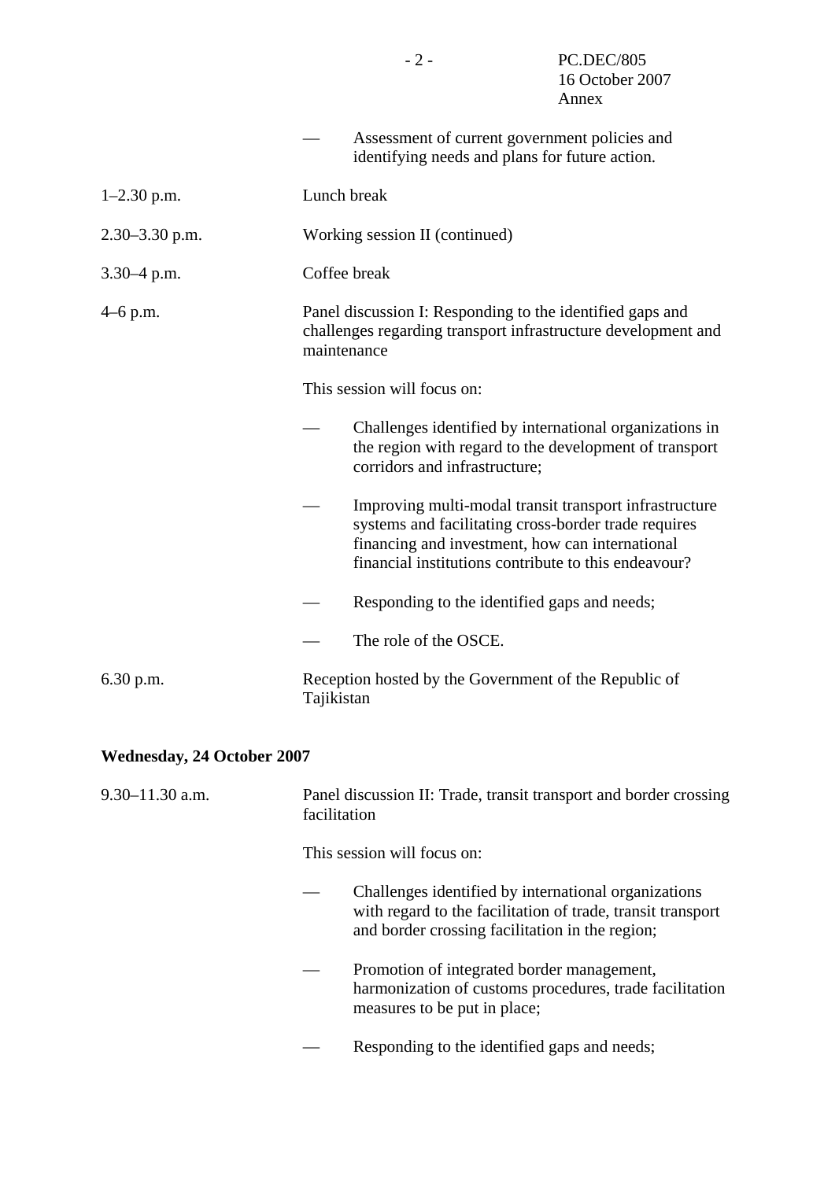— Assessment of current government policies and identifying needs and plans for future action.

| | |
|---|---|
| 1–2.30 p.m. | Lunch break |
| 2.30–3.30 p.m. | Working session II (continued) |
| 3.30–4 p.m. | Coffee break |
| 4–6 p.m. | Panel discussion I: Responding to the identified gaps and challenges regarding transport infrastructure development and maintenance |

This session will focus on:

— Challenges identified by international organizations in the region with regard to the development of transport corridors and infrastructure;

— Improving multi-modal transit transport infrastructure systems and facilitating cross-border trade requires financing and investment, how can international financial institutions contribute to this endeavour?

— Responding to the identified gaps and needs;

— The role of the OSCE.

| | |
|---|---|
| 6.30 p.m. | Reception hosted by the Government of the Republic of Tajikistan |

**Wednesday, 24 October 2007**

| | |
|---|---|
| 9.30–11.30 a.m. | Panel discussion II: Trade, transit transport and border crossing facilitation |

This session will focus on:

— Challenges identified by international organizations with regard to the facilitation of trade, transit transport and border crossing facilitation in the region;

— Promotion of integrated border management, harmonization of customs procedures, trade facilitation measures to be put in place;

— Responding to the identified gaps and needs;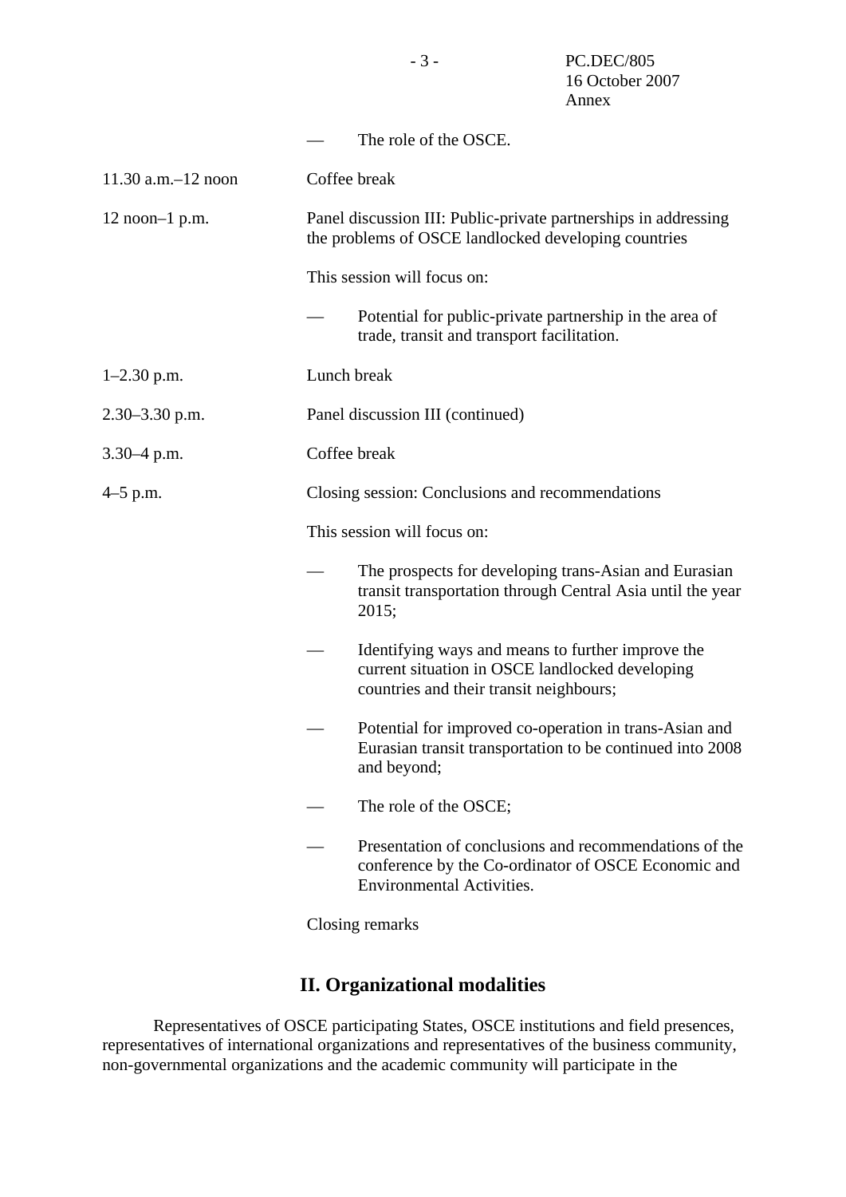— The role of the OSCE.

| | |
|---|---|
| 11.30 a.m.–12 noon | Coffee break |
| 12 noon–1 p.m. | Panel discussion III: Public-private partnerships in addressing the problems of OSCE landlocked developing countries |

This session will focus on:

— Potential for public-private partnership in the area of trade, transit and transport facilitation.

| | |
|---|---|
| 1–2.30 p.m. | Lunch break |
| 2.30–3.30 p.m. | Panel discussion III (continued) |
| 3.30–4 p.m. | Coffee break |
| 4–5 p.m. | Closing session: Conclusions and recommendations |

This session will focus on:

— The prospects for developing trans-Asian and Eurasian transit transportation through Central Asia until the year 2015;

— Identifying ways and means to further improve the current situation in OSCE landlocked developing countries and their transit neighbours;

— Potential for improved co-operation in trans-Asian and Eurasian transit transportation to be continued into 2008 and beyond;

— The role of the OSCE;

— Presentation of conclusions and recommendations of the conference by the Co-ordinator of OSCE Economic and Environmental Activities.

Closing remarks

## II. Organizational modalities

Representatives of OSCE participating States, OSCE institutions and field presences, representatives of international organizations and representatives of the business community, non-governmental organizations and the academic community will participate in the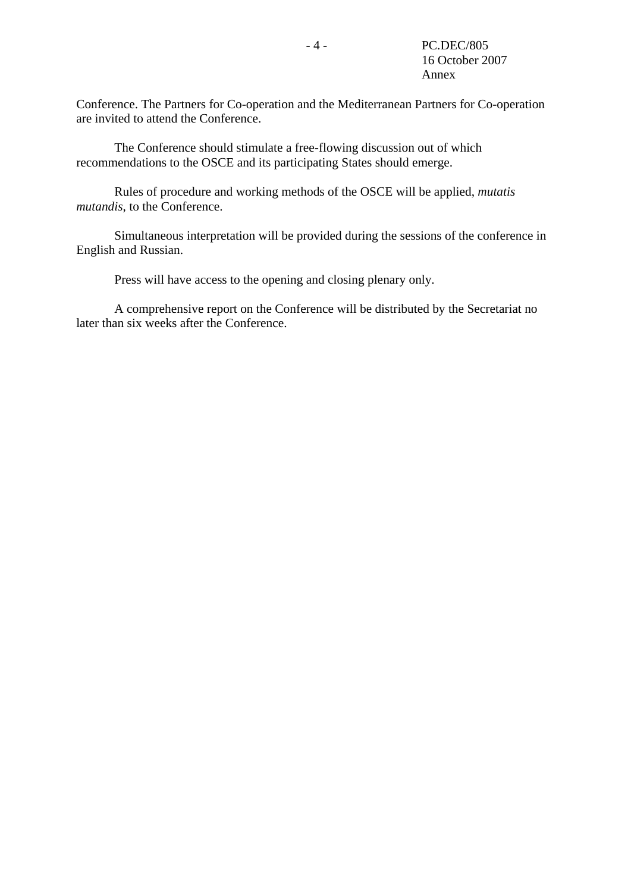Conference. The Partners for Co-operation and the Mediterranean Partners for Co-operation are invited to attend the Conference.

The Conference should stimulate a free-flowing discussion out of which recommendations to the OSCE and its participating States should emerge.

Rules of procedure and working methods of the OSCE will be applied, *mutatis mutandis*, to the Conference.

Simultaneous interpretation will be provided during the sessions of the conference in English and Russian.

Press will have access to the opening and closing plenary only.

A comprehensive report on the Conference will be distributed by the Secretariat no later than six weeks after the Conference.